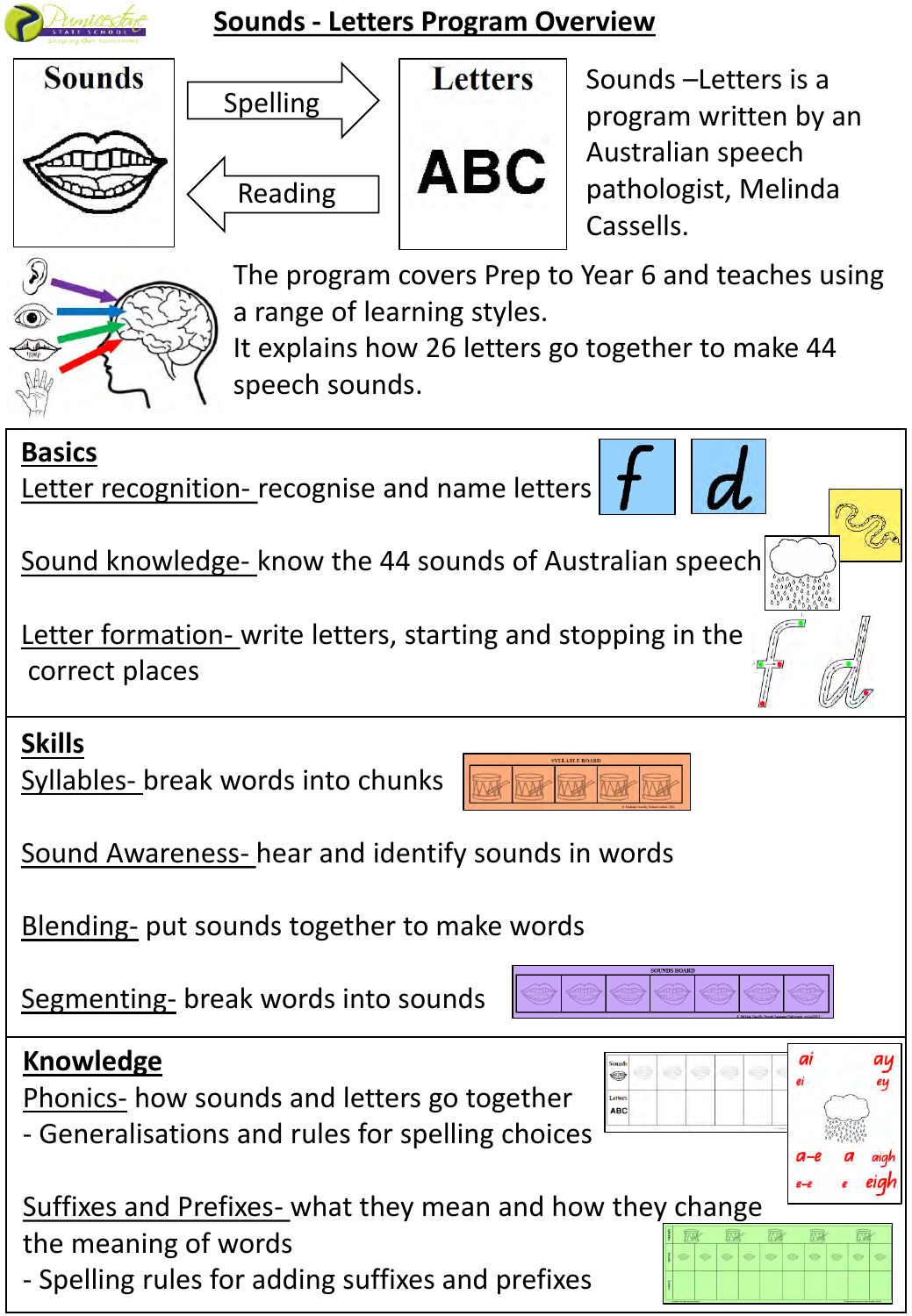# Sounds - Letters Program Overview

Sounds → Spelling → Letters

Letters → Reading → Sounds

Sounds –Letters is a program written by an Australian speech pathologist, Melinda Cassells.

The program covers Prep to Year 6 and teaches using a range of learning styles.
It explains how 26 letters go together to make 44 speech sounds.

## Basics

Letter recognition- recognise and name letters

Sound knowledge- know the 44 sounds of Australian speech

Letter formation- write letters, starting and stopping in the correct places

## Skills

Syllables- break words into chunks

Sound Awareness- hear and identify sounds in words

Blending- put sounds together to make words

Segmenting- break words into sounds

## Knowledge

Phonics- how sounds and letters go together
- Generalisations and rules for spelling choices

Suffixes and Prefixes- what they mean and how they change the meaning of words
- Spelling rules for adding suffixes and prefixes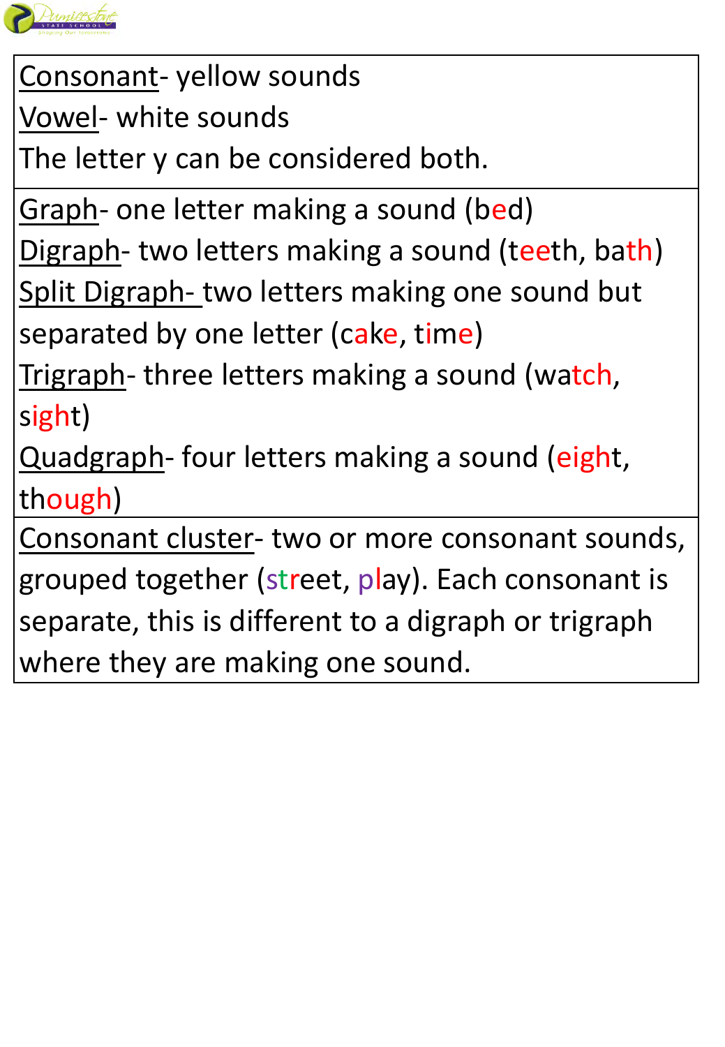| |
|---|
| <u>Consonant</u>- yellow sounds<br><u>Vowel</u>- white sounds<br>The letter y can be considered both. |
| <u>Graph</u>- one letter making a sound (bed)<br><u>Digraph</u>- two letters making a sound (teeth, bath)<br><u>Split Digraph-</u> two letters making one sound but separated by one letter (cake, time)<br><u>Trigraph</u>- three letters making a sound (watch, sight)<br><u>Quadgraph</u>- four letters making a sound (eight, though) |
| <u>Consonant cluster</u>- two or more consonant sounds, grouped together (street, play). Each consonant is separate, this is different to a digraph or trigraph where they are making one sound. |